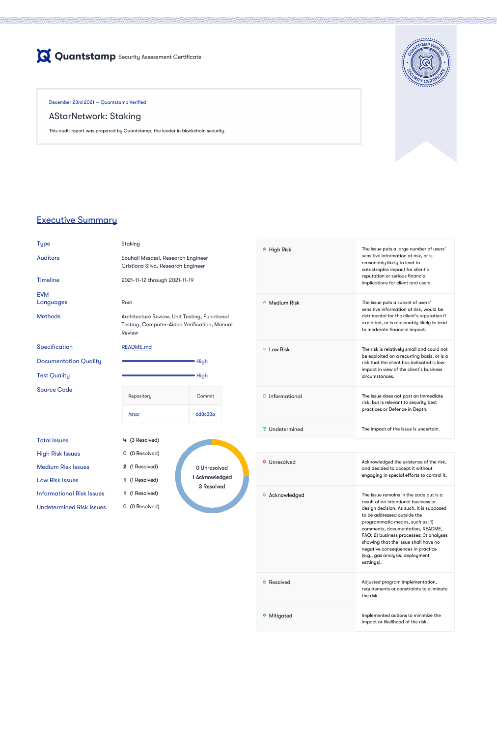# Quantstamp Security Assessment Certificate

December 23rd 2021 — Quantstamp Verified

## AStarNetwork: Staking

This audit report was prepared by Quantstamp, the leader in blockchain security.

## Executive Summary

| | |
|---|---|
| Type | Staking |
| Auditors | Souhail Mssassi, Research Engineer<br>Cristiano Silva, Research Engineer |
| Timeline | 2021-11-12 through 2021-11-19 |
| EVM | |
| Languages | Rust |
| Methods | Architecture Review, Unit Testing, Functional Testing, Computer-Aided Verification, Manual Review |
| Specification | README.md |
| Documentation Quality | High |
| Test Quality | High |
| Source Code | |

| Repository | Commit |
|---|---|
| Astar | 6d8c38a |

| | |
|---|---|
| Total Issues | 4 (3 Resolved) |
| High Risk Issues | 0 (0 Resolved) |
| Medium Risk Issues | 2 (1 Resolved) |
| Low Risk Issues | 1 (1 Resolved) |
| Informational Risk Issues | 1 (1 Resolved) |
| Undetermined Risk Issues | 0 (0 Resolved) |

0 Unresolved
1 Acknowledged
3 Resolved

| | |
|---|---|
| High Risk | The issue puts a large number of users' sensitive information at risk, or is reasonably likely to lead to catastrophic impact for client's reputation or serious financial implications for client and users. |
| Medium Risk | The issue puts a subset of users' sensitive information at risk, would be detrimental for the client's reputation if exploited, or is reasonably likely to lead to moderate financial impact. |
| Low Risk | The risk is relatively small and could not be exploited on a recurring basis, or is a risk that the client has indicated is low-impact in view of the client's business circumstances. |
| Informational | The issue does not post an immediate risk, but is relevant to security best practices or Defence in Depth. |
| Undetermined | The impact of the issue is uncertain. |

| | |
|---|---|
| Unresolved | Acknowledged the existence of the risk, and decided to accept it without engaging in special efforts to control it. |
| Acknowledged | The issue remains in the code but is a result of an intentional business or design decision. As such, it is supposed to be addressed outside the programmatic means, such as: 1) comments, documentation, README, FAQ; 2) business processes; 3) analyses showing that the issue shall have no negative consequences in practice (e.g., gas analysis, deployment settings). |
| Resolved | Adjusted program implementation, requirements or constraints to eliminate the risk. |
| Mitigated | Implemented actions to minimize the impact or likelihood of the risk. |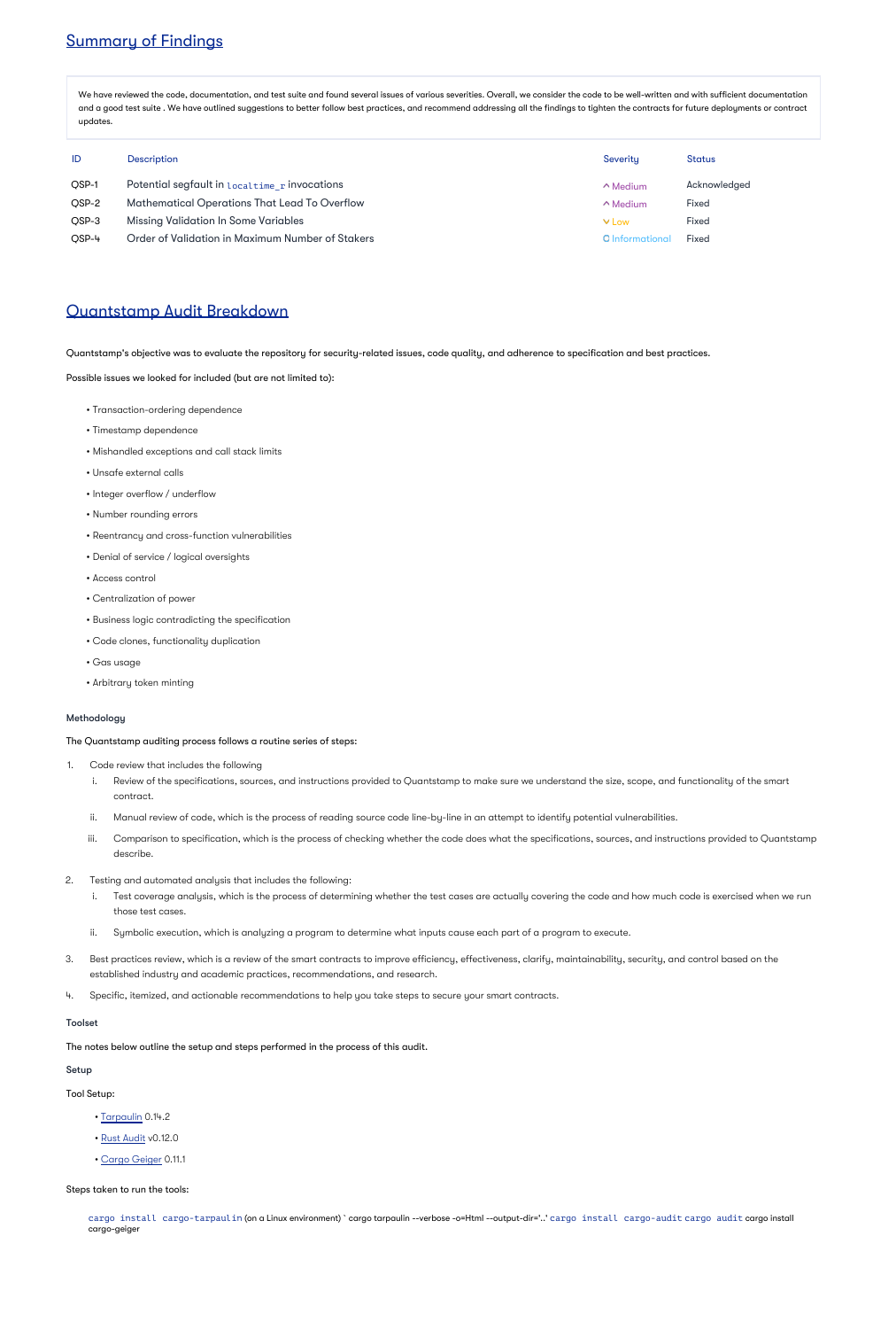## Summary of Findings

We have reviewed the code, documentation, and test suite and found several issues of various severities. Overall, we consider the code to be well-written and with sufficient documentation and a good test suite . We have outlined suggestions to better follow best practices, and recommend addressing all the findings to tighten the contracts for future deployments or contract updates.

| ID | Description | Severity | Status |
| --- | --- | --- | --- |
| QSP-1 | Potential segfault in `localtime_r` invocations | ^ Medium | Acknowledged |
| QSP-2 | Mathematical Operations That Lead To Overflow | ^ Medium | Fixed |
| QSP-3 | Missing Validation In Some Variables | v Low | Fixed |
| QSP-4 | Order of Validation in Maximum Number of Stakers | Informational | Fixed |

## Quantstamp Audit Breakdown

Quantstamp's objective was to evaluate the repository for security-related issues, code quality, and adherence to specification and best practices.

Possible issues we looked for included (but are not limited to):

- Transaction-ordering dependence
- Timestamp dependence
- Mishandled exceptions and call stack limits
- Unsafe external calls
- Integer overflow / underflow
- Number rounding errors
- Reentrancy and cross-function vulnerabilities
- Denial of service / logical oversights
- Access control
- Centralization of power
- Business logic contradicting the specification
- Code clones, functionality duplication
- Gas usage
- Arbitrary token minting

### Methodology

The Quantstamp auditing process follows a routine series of steps:

1. Code review that includes the following
   i. Review of the specifications, sources, and instructions provided to Quantstamp to make sure we understand the size, scope, and functionality of the smart contract.
   ii. Manual review of code, which is the process of reading source code line-by-line in an attempt to identify potential vulnerabilities.
   iii. Comparison to specification, which is the process of checking whether the code does what the specifications, sources, and instructions provided to Quantstamp describe.
2. Testing and automated analysis that includes the following:
   i. Test coverage analysis, which is the process of determining whether the test cases are actually covering the code and how much code is exercised when we run those test cases.
   ii. Symbolic execution, which is analyzing a program to determine what inputs cause each part of a program to execute.
3. Best practices review, which is a review of the smart contracts to improve efficiency, effectiveness, clarify, maintainability, security, and control based on the established industry and academic practices, recommendations, and research.
4. Specific, itemized, and actionable recommendations to help you take steps to secure your smart contracts.

### Toolset

The notes below outline the setup and steps performed in the process of this audit.

### Setup

Tool Setup:

- Tarpaulin 0.14.2
- Rust Audit v0.12.0
- Cargo Geiger 0.11.1

Steps taken to run the tools:

`cargo install cargo-tarpaulin` (on a Linux environment) ` cargo tarpaulin --verbose -o=Html --output-dir='..' `cargo install cargo-audit` `cargo audit` cargo install cargo-geiger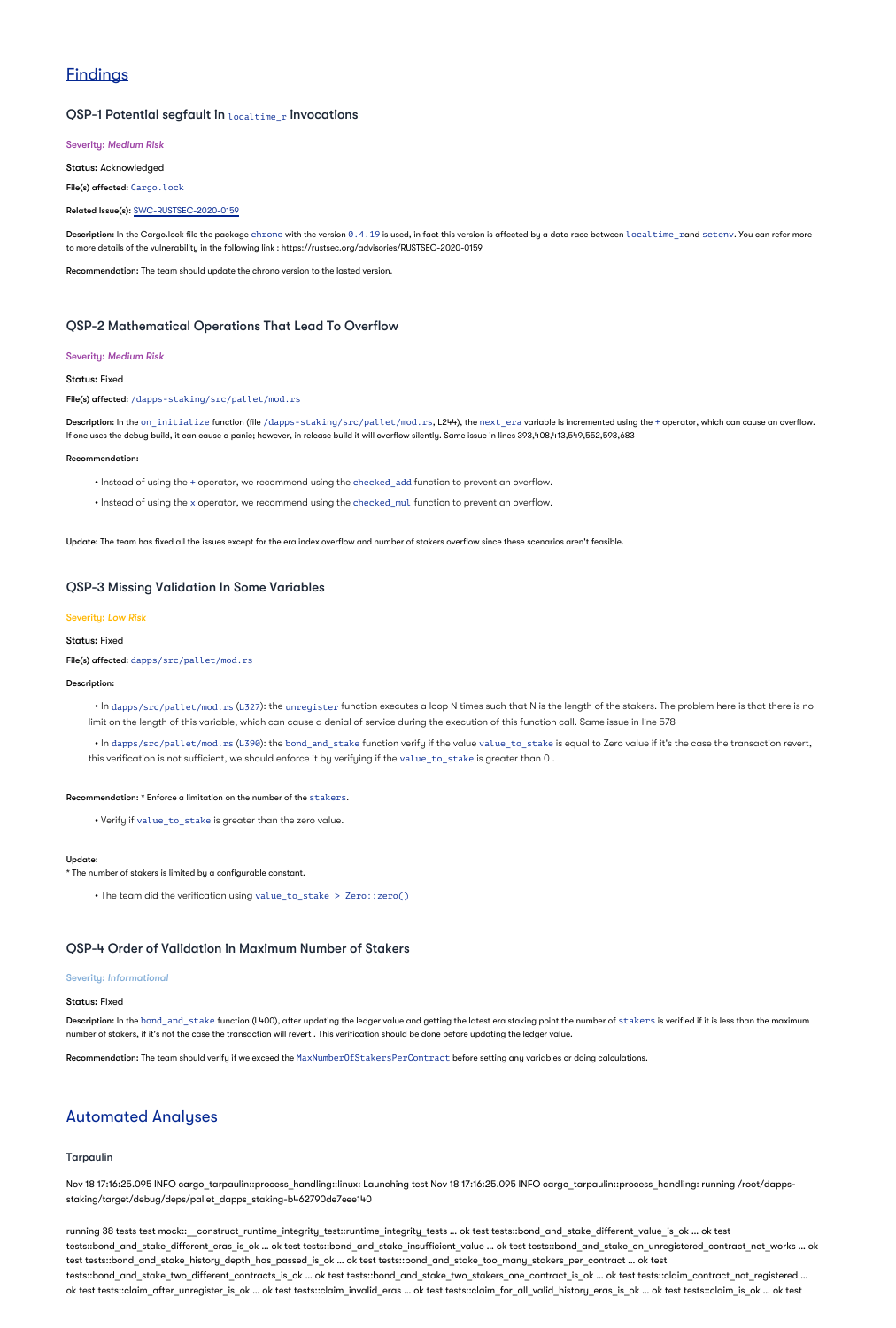## Findings

### QSP-1 Potential segfault in `localtime_r` invocations

*Severity: Medium Risk*

**Status:** Acknowledged

**File(s) affected:** `Cargo.lock`

**Related Issue(s):** SWC-RUSTSEC-2020-0159

**Description:** In the Cargo.lock file the package `chrono` with the version `0.4.19` is used, in fact this version is affected by a data race between `localtime_r`and `setenv`. You can refer more to more details of the vulnerability in the following link : https://rustsec.org/advisories/RUSTSEC-2020-0159

**Recommendation:** The team should update the chrono version to the lasted version.

### QSP-2 Mathematical Operations That Lead To Overflow

*Severity: Medium Risk*

**Status:** Fixed

**File(s) affected:** `/dapps-staking/src/pallet/mod.rs`

**Description:** In the `on_initialize` function (file `/dapps-staking/src/pallet/mod.rs`, L244), the `next_era` variable is incremented using the `+` operator, which can cause an overflow. If one uses the debug build, it can cause a panic; however, in release build it will overflow silently. Same issue in lines 393,408,413,549,552,593,683

**Recommendation:**

- Instead of using the `+` operator, we recommend using the `checked_add` function to prevent an overflow.
- Instead of using the `x` operator, we recommend using the `checked_mul` function to prevent an overflow.

**Update:** The team has fixed all the issues except for the era index overflow and number of stakers overflow since these scenarios aren't feasible.

### QSP-3 Missing Validation In Some Variables

*Severity: Low Risk*

**Status:** Fixed

**File(s) affected:** `dapps/src/pallet/mod.rs`

**Description:**

- In `dapps/src/pallet/mod.rs` (`L327`): the `unregister` function executes a loop N times such that N is the length of the stakers. The problem here is that there is no limit on the length of this variable, which can cause a denial of service during the execution of this function call. Same issue in line 578
- In `dapps/src/pallet/mod.rs` (`L390`): the `bond_and_stake` function verify if the value `value_to_stake` is equal to Zero value if it's the case the transaction revert, this verification is not sufficient, we should enforce it by verifying if the `value_to_stake` is greater than 0 .

**Recommendation:** * Enforce a limitation on the number of the `stakers`.

- Verify if `value_to_stake` is greater than the zero value.

**Update:**
* The number of stakers is limited by a configurable constant.

- The team did the verification using `value_to_stake > Zero::zero()`

### QSP-4 Order of Validation in Maximum Number of Stakers

*Severity: Informational*

**Status:** Fixed

**Description:** In the `bond_and_stake` function (L400), after updating the ledger value and getting the latest era staking point the number of `stakers` is verified if it is less than the maximum number of stakers, if it's not the case the transaction will revert . This verification should be done before updating the ledger value.

**Recommendation:** The team should verify if we exceed the `MaxNumberOfStakersPerContract` before setting any variables or doing calculations.

## Automated Analyses

### Tarpaulin

Nov 18 17:16:25.095 INFO cargo_tarpaulin::process_handling::linux: Launching test Nov 18 17:16:25.095 INFO cargo_tarpaulin::process_handling: running /root/dapps-staking/target/debug/deps/pallet_dapps_staking-b462790de7eee140

running 38 tests test mock::__construct_runtime_integrity_test::runtime_integrity_tests ... ok test tests::bond_and_stake_different_value_is_ok ... ok test tests::bond_and_stake_different_eras_is_ok ... ok test tests::bond_and_stake_insufficient_value ... ok test tests::bond_and_stake_on_unregistered_contract_not_works ... ok test tests::bond_and_stake_history_depth_has_passed_is_ok ... ok test tests::bond_and_stake_too_many_stakers_per_contract ... ok test tests::bond_and_stake_two_different_contracts_is_ok ... ok test tests::bond_and_stake_two_stakers_one_contract_is_ok ... ok test tests::claim_contract_not_registered ... ok test tests::claim_after_unregister_is_ok ... ok test tests::claim_invalid_eras ... ok test tests::claim_for_all_valid_history_eras_is_ok ... ok test tests::claim_is_ok ... ok test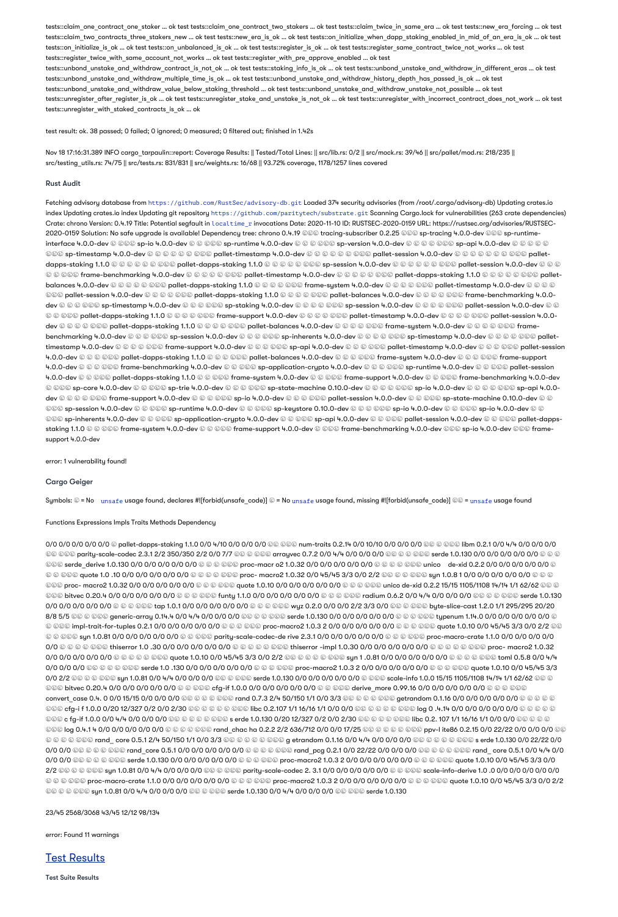tests::claim_one_contract_one_staker ... ok test tests::claim_one_contract_two_stakers ... ok test tests::claim_twice_in_same_era ... ok test tests::new_era_forcing ... ok test tests::claim_two_contracts_three_stakers_new ... ok test tests::new_era_is_ok ... ok test tests::on_initialize_when_dapp_staking_enabled_in_mid_of_an_era_is_ok ... ok test tests::on_initialize_is_ok ... ok test tests::on_unbalanced_is_ok ... ok test tests::register_is_ok ... ok test tests::register_same_contract_twice_not_works ... ok test tests::register_twice_with_same_account_not_works ... ok test tests::register_with_pre_approve_enabled ... ok test tests::unbond_unstake_and_withdraw_contract_is_not_ok ... ok test tests::staking_info_is_ok ... ok test tests::unbond_unstake_and_withdraw_in_different_eras ... ok test tests::unbond_unstake_and_withdraw_multiple_time_is_ok ... ok test tests::unbond_unstake_and_withdraw_history_depth_has_passed_is_ok ... ok test tests::unbond_unstake_and_withdraw_value_below_staking_threshold ... ok test tests::unbond_unstake_and_withdraw_unstake_not_possible ... ok test tests::unregister_after_register_is_ok ... ok test tests::unregister_stake_and_unstake_is_not_ok ... ok test tests::unregister_with_incorrect_contract_does_not_work ... ok test tests::unregister_with_staked_contracts_is_ok ... ok

test result: ok. 38 passed; 0 failed; 0 ignored; 0 measured; 0 filtered out; finished in 1.42s

Nov 18 17:16:31.389 INFO cargo_tarpaulin::report: Coverage Results: || Tested/Total Lines: || src/lib.rs: 0/2 || src/mock.rs: 39/46 || src/pallet/mod.rs: 218/235 || src/testing_utils.rs: 74/75 || src/tests.rs: 831/831 || src/weights.rs: 16/68 || 93.72% coverage, 1178/1257 lines covered

### Rust Audit

Fetching advisory database from `https://github.com/RustSec/advisory-db.git` Loaded 374 security advisories (from /root/.cargo/advisory-db) Updating crates.io index Updating crates.io index Updating git repository `https://github.com/paritytech/substrate.git` Scanning Cargo.lock for vulnerabilities (263 crate dependencies) Crate: chrono Version: 0.4.19 Title: Potential segfault in `localtime_r` invocations Date: 2020-11-10 ID: RUSTSEC-2020-0159 URL: https://rustsec.org/advisories/RUSTSEC-2020-0159 Solution: No safe upgrade is available! Dependency tree: chrono 0.4.19 ☺☺☺ tracing-subscriber 0.2.25 ☺☺☺ sp-tracing 4.0.0-dev ☺☺☺ sp-runtime-interface 4.0.0-dev ☺ ☺☺☺ sp-io 4.0.0-dev ☺ ☺ ☺☺☺ sp-runtime 4.0.0-dev ☺ ☺ ☺ ☺☺☺ sp-version 4.0.0-dev ☺ ☺ ☺ ☺ ☺☺☺ sp-api 4.0.0-dev ☺ ☺ ☺ ☺ ☺ ☺☺☺ sp-timestamp 4.0.0-dev ☺ ☺ ☺ ☺ ☺ ☺ ☺☺☺ pallet-timestamp 4.0.0-dev ☺ ☺ ☺ ☺ ☺ ☺ ☺☺☺ pallet-session 4.0.0-dev ☺ ☺ ☺ ☺ ☺ ☺ ☺ ☺☺☺ pallet-dapps-staking 1.1.0 ☺ ☺ ☺ ☺ ☺ ☺ ☺☺☺ pallet-dapps-staking 1.1.0 ☺ ☺ ☺ ☺ ☺ ☺☺☺ sp-session 4.0.0-dev ☺ ☺ ☺ ☺ ☺ ☺ ☺☺☺ pallet-session 4.0.0-dev ☺ ☺ ☺ ☺ ☺ ☺☺☺ frame-benchmarking 4.0.0-dev ☺ ☺ ☺ ☺ ☺ ☺☺☺ pallet-timestamp 4.0.0-dev ☺ ☺ ☺ ☺ ☺ ☺☺☺ pallet-dapps-staking 1.1.0 ☺ ☺ ☺ ☺ ☺ ☺☺☺ pallet-balances 4.0.0-dev ☺ ☺ ☺ ☺ ☺ ☺☺☺ pallet-dapps-staking 1.1.0 ☺ ☺ ☺ ☺ ☺☺☺ frame-system 4.0.0-dev ☺ ☺ ☺ ☺ ☺☺☺ pallet-timestamp 4.0.0-dev ☺ ☺ ☺ ☺ ☺☺☺ pallet-session 4.0.0-dev ☺ ☺ ☺ ☺ ☺☺☺ pallet-dapps-staking 1.1.0 ☺ ☺ ☺ ☺ ☺☺☺ frame-benchmarking 4.0.0-dev ☺ ☺ ☺ ☺☺☺ sp-timestamp 4.0.0-dev ☺ ☺ ☺ ☺☺☺ sp-staking 4.0.0-dev ☺ ☺ ☺ ☺☺☺ sp-session 4.0.0-dev ☺ ☺ ☺ ☺☺☺ pallet-session 4.0.0-dev ☺ ☺ ☺ ☺☺☺ pallet-dapps-staking 1.1.0 ☺ ☺ ☺ ☺☺☺ frame-support 4.0.0-dev ☺ ☺ ☺ ☺☺☺ pallet-timestamp 4.0.0-dev ☺ ☺ ☺ ☺☺☺ pallet-session 4.0.0-dev ☺ ☺ ☺ ☺☺☺ pallet-dapps-staking 1.1.0 ☺ ☺ ☺ ☺☺☺ pallet-balances 4.0.0-dev ☺ ☺ ☺ ☺☺☺ frame-system 4.0.0-dev ☺ ☺ ☺ ☺☺☺ frame-benchmarking 4.0.0-dev ☺ ☺ ☺ ☺☺☺ sp-session 4.0.0-dev ☺ ☺ ☺ ☺☺☺ sp-inherents 4.0.0-dev ☺ ☺ ☺ ☺ ☺☺☺ sp-timestamp 4.0.0-dev ☺ ☺ ☺ ☺ ☺☺☺ pallet-timestamp 4.0.0-dev ☺ ☺ ☺ ☺ ☺☺☺ frame-support 4.0.0-dev ☺ ☺ ☺ ☺☺☺ sp-api 4.0.0-dev ☺ ☺ ☺ ☺☺☺ pallet-timestamp 4.0.0-dev ☺ ☺ ☺ ☺☺☺ pallet-session 4.0.0-dev ☺ ☺ ☺ ☺☺☺ pallet-dapps-staking 1.1.0 ☺ ☺ ☺ ☺☺☺ pallet-balances 4.0.0-dev ☺ ☺ ☺ ☺☺☺ frame-system 4.0.0-dev ☺ ☺ ☺ ☺☺☺ frame-support 4.0.0-dev ☺ ☺ ☺ ☺☺☺ frame-benchmarking 4.0.0-dev ☺ ☺ ☺☺☺ sp-application-crypto 4.0.0-dev ☺ ☺ ☺ ☺☺☺ sp-runtime 4.0.0-dev ☺ ☺ ☺☺☺ pallet-session 4.0.0-dev ☺ ☺ ☺☺☺ pallet-dapps-staking 1.1.0 ☺ ☺ ☺☺☺ frame-system 4.0.0-dev ☺ ☺ ☺☺☺ frame-support 4.0.0-dev ☺ ☺ ☺☺☺ frame-benchmarking 4.0.0-dev ☺ ☺☺☺ sp-core 4.0.0-dev ☺ ☺ ☺☺☺ sp-trie 4.0.0-dev ☺ ☺ ☺ ☺☺☺ sp-state-machine 0.10.0-dev ☺ ☺ ☺ ☺ ☺☺☺ sp-io 4.0.0-dev ☺ ☺ ☺ ☺ ☺☺☺ sp-api 4.0.0-dev ☺ ☺ ☺ ☺ ☺☺☺ frame-support 4.0.0-dev ☺ ☺ ☺ ☺☺☺ sp-io 4.0.0-dev ☺ ☺ ☺ ☺☺☺ pallet-session 4.0.0-dev ☺ ☺ ☺☺☺ sp-state-machine 0.10.0-dev ☺ ☺ ☺☺☺ sp-session 4.0.0-dev ☺ ☺ ☺☺☺ sp-runtime 4.0.0-dev ☺ ☺ ☺☺☺ sp-keystore 0.10.0-dev ☺ ☺ ☺ ☺☺☺ sp-io 4.0.0-dev ☺ ☺ ☺☺☺ sp-io 4.0.0-dev ☺ ☺ ☺☺☺ sp-inherents 4.0.0-dev ☺ ☺ ☺☺☺ sp-application-crypto 4.0.0-dev ☺ ☺ ☺☺☺ sp-api 4.0.0-dev ☺ ☺ ☺☺☺ pallet-session 4.0.0-dev ☺ ☺ ☺☺☺ pallet-dapps-staking 1.1.0 ☺ ☺ ☺☺☺ frame-system 4.0.0-dev ☺ ☺ ☺☺☺ frame-support 4.0.0-dev ☺ ☺☺☺ frame-benchmarking 4.0.0-dev ☺☺☺ sp-io 4.0.0-dev ☺☺☺ frame-support 4.0.0-dev

error: 1 vulnerability found!

### Cargo Geiger

Symbols: ☺ = No `unsafe` usage found, declares #![forbid(unsafe_code)] ☺ = No `unsafe` usage found, missing #![forbid(unsafe_code)] ☺☺ = `unsafe` usage found

Functions Expressions Impls Traits Methods Dependency

0/0 0/0 0/0 0/0 0/0 ☺ pallet-dapps-staking 1.1.0 0/0 4/10 0/0 0/0 0/0 ☺☺ ☺☺☺ num-traits 0.2.14 0/0 10/10 0/0 0/0 0/0 ☺☺ ☺ ☺☺☺ libm 0.2.1 0/0 4/4 0/0 0/0 0/0 ☺☺ ☺☺☺ parity-scale-codec 2.3.1 2/2 350/350 2/2 0/0 7/7 ☺☺ ☺ ☺☺☺ arrayvec 0.7.2 0/0 4/4 0/0 0/0 0/0 ☺☺ ☺ ☺ ☺☺☺ serde 1.0.130 0/0 0/0 0/0 0/0 0/0 ☺ ☺ ☺ ☺ ☺☺☺ serde_derive 1.0.130 0/0 0/0 0/0 0/0 0/0 ☺ ☺ ☺ ☺☺☺ proc-macr o2 1.0.32 0/0 0/0 0/0 0/0 0/0 ☺ ☺ ☺ ☺ ☺☺☺ unico de-xid 0.2.2 0/0 0/0 0/0 0/0 0/0 ☺ ☺ ☺ ☺☺☺ quote 1.0 .10 0/0 0/0 0/0 0/0 0/0 ☺ ☺ ☺ ☺ ☺☺☺ proc- macro2 1.0.32 0/0 45/45 3/3 0/0 2/2 ☺☺ ☺ ☺ ☺☺☺ syn 1.0.8 1 0/0 0/0 0/0 0/0 0/0 ☺ ☺ ☺☺☺ proc- macro2 1.0.32 0/0 0/0 0/0 0/0 0/0 ☺ ☺ ☺ ☺☺☺ quote 1.0.10 0/0 0/0 0/0 0/0 0/0 ☺ ☺ ☺ ☺☺☺ unico de-xid 0.2.2 15/15 1105/1108 14/14 1/1 62/62 ☺☺ ☺ ☺☺☺ bitvec 0.20.4 0/0 0/0 0/0 0/0 0/0 ☺ ☺ ☺ ☺☺☺ funty 1.1.0 0/0 0/0 0/0 0/0 0/0 ☺ ☺ ☺ ☺☺☺ radium 0.6.2 0/0 4/4 0/0 0/0 0/0 ☺☺ ☺ ☺ ☺☺☺ serde 1.0.130 0/0 0/0 0/0 0/0 0/0 ☺ ☺ ☺☺☺ tap 1.0.1 0/0 0/0 0/0 0/0 0/0 ☺ ☺ ☺☺☺ wyz 0.2.0 0/0 0/0 2/2 3/3 0/0 ☺☺ ☺ ☺☺☺ byte-slice-cast 1.2.0 1/1 295/295 20/20 8/8 5/5 ☺☺ ☺ ☺☺☺ generic-array 0.14.4 0/0 4/4 0/0 0/0 0/0 ☺☺ ☺ ☺ ☺☺☺ serde 1.0.130 0/0 0/0 0/0 0/0 0/0 ☺ ☺ ☺ ☺☺☺ typenum 1.14.0 0/0 0/0 0/0 0/0 0/0 ☺ ☺ ☺☺☺ impl-trait-for-tuples 0.2.1 0/0 0/0 0/0 0/0 0/0 ☺ ☺ ☺ ☺☺☺ proc-macro2 1.0.3 2 0/0 0/0 0/0 0/0 0/0 ☺ ☺ ☺ ☺☺☺ quote 1.0.10 0/0 45/45 3/3 0/0 2/2 ☺☺ ☺ ☺ ☺☺☺ syn 1.0.81 0/0 0/0 0/0 0/0 0/0 ☺ ☺ ☺☺☺ parity-scale-codec-de rive 2.3.1 0/0 0/0 0/0 0/0 0/0 ☺ ☺ ☺ ☺☺☺ proc-macro-crate 1.1.0 0/0 0/0 0/0 0/0 0/0 ☺ ☺ ☺ ☺ ☺☺☺ thiserror 1.0 .30 0/0 0/0 0/0 0/0 0/0 ☺ ☺ ☺ ☺ ☺☺☺ thiserror -impl 1.0.30 0/0 0/0 0/0 0/0 0/0 ☺ ☺ ☺ ☺ ☺☺☺ proc- macro2 1.0.32 0/0 0/0 0/0 0/0 0/0 ☺ ☺ ☺ ☺ ☺☺☺ quote 1.0.10 0/0 45/45 3/3 0/0 2/2 ☺☺ ☺ ☺ ☺ ☺☺☺ syn 1 .0.81 0/0 0/0 0/0 0/0 0/0 ☺ ☺ ☺ ☺☺☺ toml 0.5.8 0/0 4/4 0/0 0/0 0/0 ☺☺ ☺ ☺ ☺ ☺☺☺ serde 1.0 .130 0/0 0/0 0/0 0/0 0/0 ☺ ☺ ☺☺☺ proc-macro2 1.0.3 2 0/0 0/0 0/0 0/0 0/0 ☺ ☺ ☺☺☺ quote 1.0.10 0/0 45/45 3/3 0/0 2/2 ☺☺ ☺ ☺ ☺☺☺ syn 1.0.81 0/0 4/4 0/0 0/0 0/0 ☺☺ ☺ ☺☺☺ serde 1.0.130 0/0 0/0 0/0 0/0 0/0 ☺ ☺☺☺ scale-info 1.0.0 15/15 1105/1108 14/14 1/1 62/62 ☺☺ ☺ ☺☺☺ bitvec 0.20.4 0/0 0/0 0/0 0/0 0/0 ☺ ☺ ☺☺☺ cfg-if 1.0.0 0/0 0/0 0/0 0/0 0/0 ☺ ☺ ☺☺☺ derive_more 0.99.16 0/0 0/0 0/0 0/0 0/0 ☺ ☺ ☺ ☺☺☺ convert_case 0.4. 0 0/0 15/15 0/0 0/0 0/0 ☺☺ ☺ ☺ ☺ ☺☺☺ rand 0.7.3 2/4 50/150 1/1 0/0 3/3 ☺☺ ☺ ☺ ☺ ☺☺☺ getrandom 0.1.16 0/0 0/0 0/0 0/0 0/0 ☺ ☺ ☺ ☺ ☺☺☺ cfg-i f 1.0.0 0/20 12/327 0/2 0/0 2/30 ☺ ☺ ☺ ☺ ☺ ☺☺☺ libc 0.2.107 1/1 16/16 1/1 0/0 0/0 ☺☺ ☺ ☺ ☺ ☺☺☺ log 0 .4.14 0/0 0/0 0/0 0/0 0/0 ☺ ☺ ☺ ☺ ☺☺☺ c fg-if 1.0.0 0/0 4/4 0/0 0/0 0/0 ☺☺ ☺ ☺ ☺ ☺☺☺ s erde 1.0.130 0/20 12/327 0/2 0/0 2/30 ☺☺ ☺ ☺ ☺ ☺☺☺ libc 0.2. 107 1/1 16/16 1/1 0/0 0/0 ☺☺ ☺ ☺ ☺☺☺ log 0.4.1 4 0/0 0/0 0/0 0/0 0/0 ☺ ☺ ☺ ☺ ☺☺☺ rand_chac ha 0.2.2 2/2 636/712 0/0 0/0 17/25 ☺☺ ☺ ☺ ☺ ☺ ☺☺☺ ppv-l ite86 0.2.15 0/0 22/22 0/0 0/0 0/0 ☺☺ ☺ ☺ ☺ ☺ ☺☺☺ rand_ core 0.5.1 2/4 50/150 1/1 0/0 3/3 ☺☺ ☺ ☺ ☺ ☺ ☺☺☺ g etrandom 0.1.16 0/0 4/4 0/0 0/0 0/0 ☺☺ ☺ ☺ ☺ ☺☺☺ s erde 1.0.130 0/0 22/22 0/0 0/0 0/0 ☺☺ ☺ ☺ ☺ ☺☺☺ rand_core 0.5.1 0/0 0/0 0/0 0/0 0/0 ☺ ☺ ☺ ☺ ☺☺☺ rand_pcg 0.2.1 0/0 22/22 0/0 0/0 0/0 ☺☺ ☺ ☺ ☺ ☺☺☺ rand_ core 0.5.1 0/0 4/4 0/0 0/0 0/0 ☺☺ ☺ ☺ ☺☺☺ serde 1.0.130 0/0 0/0 0/0 0/0 0/0 ☺ ☺ ☺ ☺☺☺ proc-macro2 1.0.3 2 0/0 0/0 0/0 0/0 0/0 ☺ ☺ ☺ ☺☺☺ quote 1.0.10 0/0 45/45 3/3 0/0 2/2 ☺☺ ☺ ☺ ☺☺☺ syn 1.0.81 0/0 4/4 0/0 0/0 0/0 ☺☺ ☺ ☺☺☺ parity-scale-codec 2. 3.1 0/0 0/0 0/0 0/0 0/0 ☺ ☺ ☺☺☺ scale-info-derive 1.0 .0 0/0 0/0 0/0 0/0 0/0 ☺ ☺ ☺ ☺☺☺ proc-macro-crate 1.1.0 0/0 0/0 0/0 0/0 0/0 ☺ ☺ ☺ ☺☺☺ proc-macro2 1.0.3 2 0/0 0/0 0/0 0/0 0/0 ☺ ☺ ☺ ☺☺☺ quote 1.0.10 0/0 45/45 3/3 0/0 2/2 ☺☺ ☺ ☺ ☺☺☺ syn 1.0.81 0/0 4/4 0/0 0/0 0/0 ☺☺ ☺ ☺☺☺ serde 1.0.130 0/0 4/4 0/0 0/0 0/0 ☺☺ ☺☺☺ serde 1.0.130

23/45 2568/3068 43/45 12/12 98/134

error: Found 11 warnings

## Test Results

Test Suite Results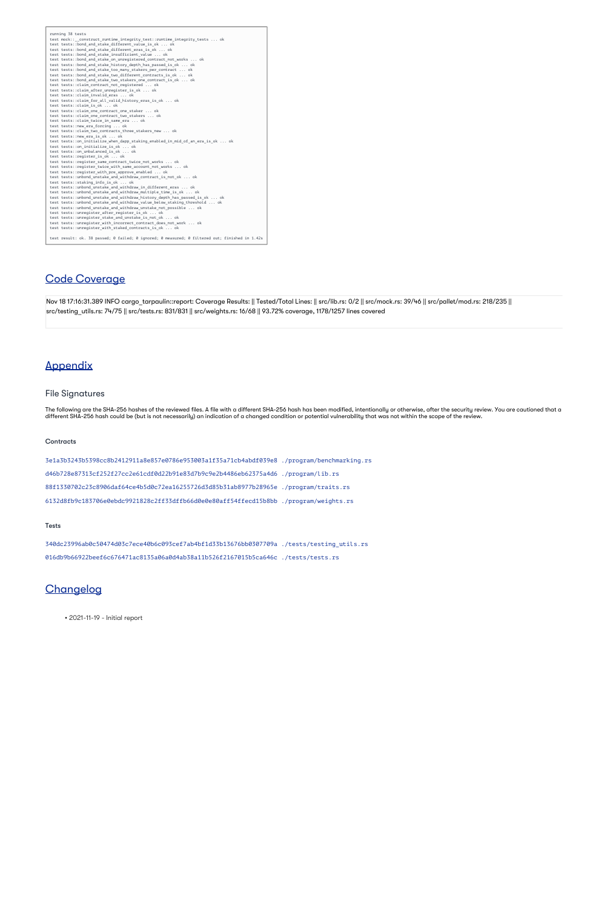```
running 38 tests
test mock::__construct_runtime_integrity_test::runtime_integrity_tests ... ok
test tests::bond_and_stake_different_value_is_ok ... ok
test tests::bond_and_stake_different_eras_is_ok ... ok
test tests::bond_and_stake_insufficient_value ... ok
test tests::bond_and_stake_on_unregistered_contract_not_works ... ok
test tests::bond_and_stake_history_depth_has_passed_is_ok ... ok
test tests::bond_and_stake_too_many_stakers_per_contract ... ok
test tests::bond_and_stake_two_different_contracts_is_ok ... ok
test tests::bond_and_stake_two_stakers_one_contract_is_ok ... ok
test tests::claim_contract_not_registered ... ok
test tests::claim_after_unregister_is_ok ... ok
test tests::claim_invalid_eras ... ok
test tests::claim_for_all_valid_history_eras_is_ok ... ok
test tests::claim_is_ok ... ok
test tests::claim_one_contract_one_staker ... ok
test tests::claim_one_contract_two_stakers ... ok
test tests::claim_twice_in_same_era ... ok
test tests::new_era_forcing ... ok
test tests::claim_two_contracts_three_stakers_new ... ok
test tests::new_era_is_ok ... ok
test tests::on_initialize_when_dapp_staking_enabled_in_mid_of_an_era_is_ok ... ok
test tests::on_initialize_is_ok ... ok
test tests::on_unbalanced_is_ok ... ok
test tests::register_is_ok ... ok
test tests::register_same_contract_twice_not_works ... ok
test tests::register_twice_with_same_account_not_works ... ok
test tests::register_with_pre_approve_enabled ... ok
test tests::unbond_unstake_and_withdraw_contract_is_not_ok ... ok
test tests::staking_info_is_ok ... ok
test tests::unbond_unstake_and_withdraw_in_different_eras ... ok
test tests::unbond_unstake_and_withdraw_multiple_time_is_ok ... ok
test tests::unbond_unstake_and_withdraw_history_depth_has_passed_is_ok ... ok
test tests::unbond_unstake_and_withdraw_value_below_staking_threshold ... ok
test tests::unbond_unstake_and_withdraw_unstake_not_possible ... ok
test tests::unregister_after_register_is_ok ... ok
test tests::unregister_stake_and_unstake_is_not_ok ... ok
test tests::unregister_with_incorrect_contract_does_not_work ... ok
test tests::unregister_with_staked_contracts_is_ok ... ok

test result: ok. 38 passed; 0 failed; 0 ignored; 0 measured; 0 filtered out; finished in 1.42s
```

## Code Coverage

Nov 18 17:16:31.389 INFO cargo_tarpaulin::report: Coverage Results: || Tested/Total Lines: || src/lib.rs: 0/2 || src/mock.rs: 39/46 || src/pallet/mod.rs: 218/235 || src/testing_utils.rs: 74/75 || src/tests.rs: 831/831 || src/weights.rs: 16/68 || 93.72% coverage, 1178/1257 lines covered

## Appendix

### File Signatures

The following are the SHA-256 hashes of the reviewed files. A file with a different SHA-256 hash has been modified, intentionally or otherwise, after the security review. You are cautioned that a different SHA-256 hash could be (but is not necessarily) an indication of a changed condition or potential vulnerability that was not within the scope of the review.

#### Contracts

```
3e1a3b3243b5398cc8b2412911a8e857e0786e953003a1f35a71cb4abdf039e8 ./program/benchmarking.rs
d46b728e87313cf252f27cc2e61cdf0d22b91e83d7b9c9e2b4486eb62375a4d6 ./program/lib.rs
88f1330702c23c8906daf64ce4b5d0c72ea16255726d3d85b31ab8977b28965e ./program/traits.rs
6132d8fb9c183706e0ebdc9921828c2ff33dffb66d0e0e80aff54ffecd15b8bb ./program/weights.rs
```

#### Tests

```
340dc23996ab0c50474d03c7ece40b6c093cef7ab4bf1d33b13676bb0307709a ./tests/testing_utils.rs
016db9b66922beef6c676471ac8135a06a0d4ab38a11b526f2167015b5ca646c ./tests/tests.rs
```

## Changelog

- 2021-11-19 - Initial report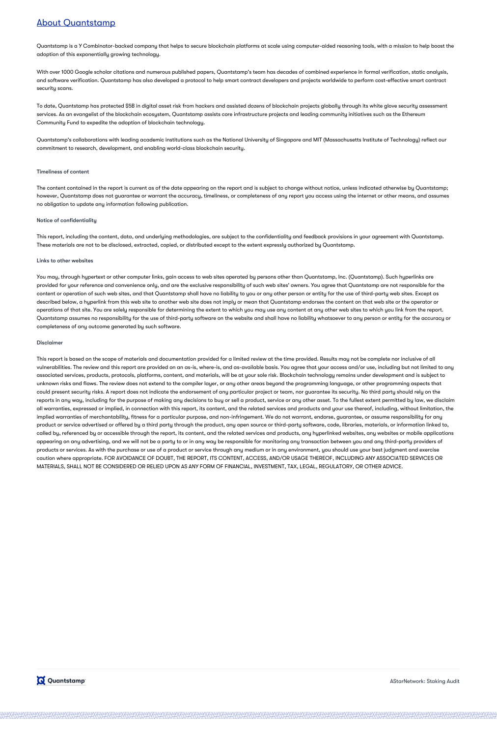## About Quantstamp

Quantstamp is a Y Combinator-backed company that helps to secure blockchain platforms at scale using computer-aided reasoning tools, with a mission to help boost the adoption of this exponentially growing technology.

With over 1000 Google scholar citations and numerous published papers, Quantstamp's team has decades of combined experience in formal verification, static analysis, and software verification. Quantstamp has also developed a protocol to help smart contract developers and projects worldwide to perform cost-effective smart contract security scans.

To date, Quantstamp has protected $5B in digital asset risk from hackers and assisted dozens of blockchain projects globally through its white glove security assessment services. As an evangelist of the blockchain ecosystem, Quantstamp assists core infrastructure projects and leading community initiatives such as the Ethereum Community Fund to expedite the adoption of blockchain technology.

Quantstamp's collaborations with leading academic institutions such as the National University of Singapore and MIT (Massachusetts Institute of Technology) reflect our commitment to research, development, and enabling world-class blockchain security.

#### Timeliness of content

The content contained in the report is current as of the date appearing on the report and is subject to change without notice, unless indicated otherwise by Quantstamp; however, Quantstamp does not guarantee or warrant the accuracy, timeliness, or completeness of any report you access using the internet or other means, and assumes no obligation to update any information following publication.

#### Notice of confidentiality

This report, including the content, data, and underlying methodologies, are subject to the confidentiality and feedback provisions in your agreement with Quantstamp. These materials are not to be disclosed, extracted, copied, or distributed except to the extent expressly authorized by Quantstamp.

#### Links to other websites

You may, through hypertext or other computer links, gain access to web sites operated by persons other than Quantstamp, Inc. (Quantstamp). Such hyperlinks are provided for your reference and convenience only, and are the exclusive responsibility of such web sites' owners. You agree that Quantstamp are not responsible for the content or operation of such web sites, and that Quantstamp shall have no liability to you or any other person or entity for the use of third-party web sites. Except as described below, a hyperlink from this web site to another web site does not imply or mean that Quantstamp endorses the content on that web site or the operator or operations of that site. You are solely responsible for determining the extent to which you may use any content at any other web sites to which you link from the report. Quantstamp assumes no responsibility for the use of third-party software on the website and shall have no liability whatsoever to any person or entity for the accuracy or completeness of any outcome generated by such software.

#### Disclaimer

This report is based on the scope of materials and documentation provided for a limited review at the time provided. Results may not be complete nor inclusive of all vulnerabilities. The review and this report are provided on an as-is, where-is, and as-available basis. You agree that your access and/or use, including but not limited to any associated services, products, protocols, platforms, content, and materials, will be at your sole risk. Blockchain technology remains under development and is subject to unknown risks and flaws. The review does not extend to the compiler layer, or any other areas beyond the programming language, or other programming aspects that could present security risks. A report does not indicate the endorsement of any particular project or team, nor guarantee its security. No third party should rely on the reports in any way, including for the purpose of making any decisions to buy or sell a product, service or any other asset. To the fullest extent permitted by law, we disclaim all warranties, expressed or implied, in connection with this report, its content, and the related services and products and your use thereof, including, without limitation, the implied warranties of merchantability, fitness for a particular purpose, and non-infringement. We do not warrant, endorse, guarantee, or assume responsibility for any product or service advertised or offered by a third party through the product, any open source or third-party software, code, libraries, materials, or information linked to, called by, referenced by or accessible through the report, its content, and the related services and products, any hyperlinked websites, any websites or mobile applications appearing on any advertising, and we will not be a party to or in any way be responsible for monitoring any transaction between you and any third-party providers of products or services. As with the purchase or use of a product or service through any medium or in any environment, you should use your best judgment and exercise caution where appropriate. FOR AVOIDANCE OF DOUBT, THE REPORT, ITS CONTENT, ACCESS, AND/OR USAGE THEREOF, INCLUDING ANY ASSOCIATED SERVICES OR MATERIALS, SHALL NOT BE CONSIDERED OR RELIED UPON AS ANY FORM OF FINANCIAL, INVESTMENT, TAX, LEGAL, REGULATORY, OR OTHER ADVICE.